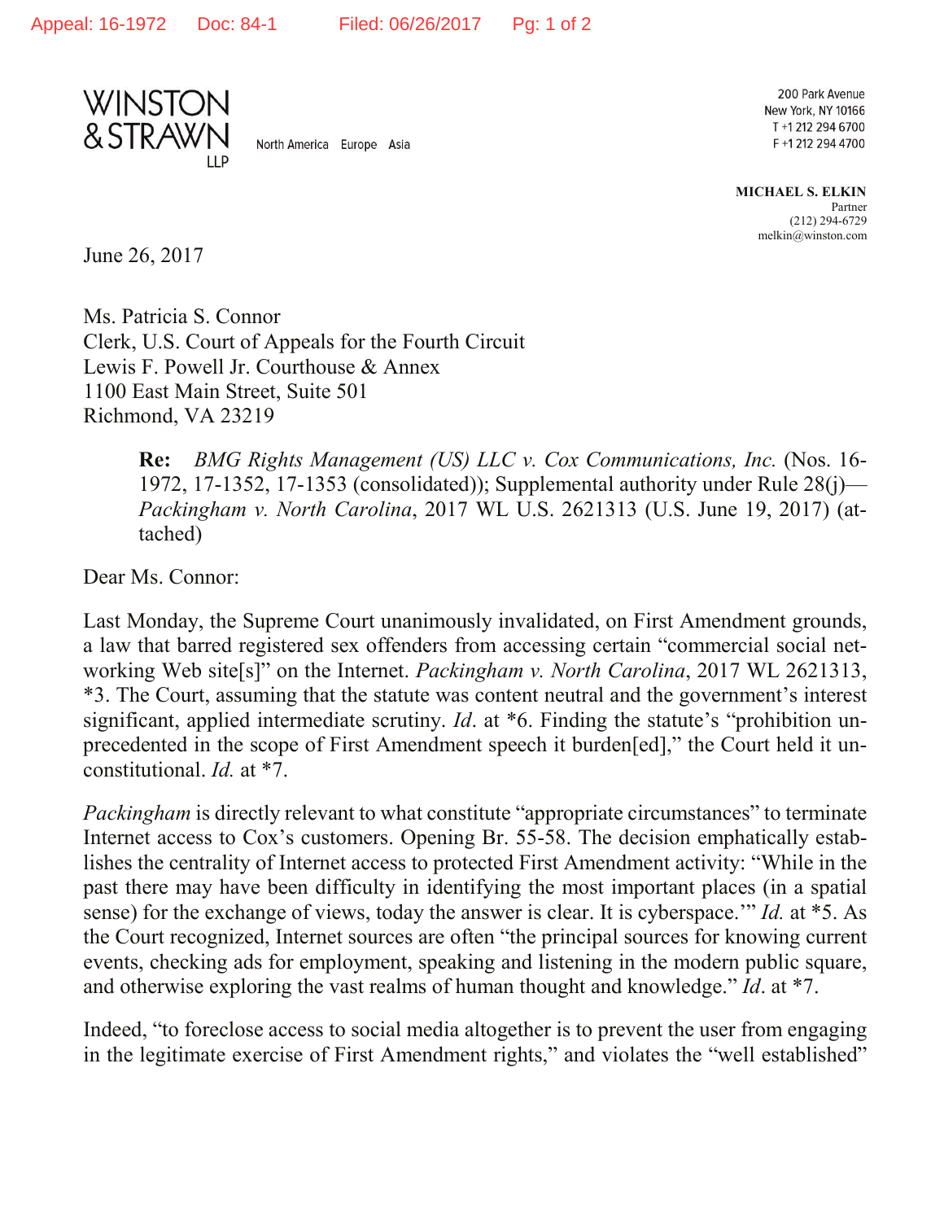WINSTON & STRAWN LLP

North America Europe Asia

200 Park Avenue
New York, NY 10166
T +1 212 294 6700
F +1 212 294 4700

**MICHAEL S. ELKIN**
Partner
(212) 294-6729
melkin@winston.com

June 26, 2017

Ms. Patricia S. Connor
Clerk, U.S. Court of Appeals for the Fourth Circuit
Lewis F. Powell Jr. Courthouse & Annex
1100 East Main Street, Suite 501
Richmond, VA 23219

> **Re:** *BMG Rights Management (US) LLC v. Cox Communications, Inc.* (Nos. 16-1972, 17-1352, 17-1353 (consolidated)); Supplemental authority under Rule 28(j)—*Packingham v. North Carolina*, 2017 WL U.S. 2621313 (U.S. June 19, 2017) (attached)

Dear Ms. Connor:

Last Monday, the Supreme Court unanimously invalidated, on First Amendment grounds, a law that barred registered sex offenders from accessing certain "commercial social networking Web site[s]" on the Internet. *Packingham v. North Carolina*, 2017 WL 2621313, *3. The Court, assuming that the statute was content neutral and the government's interest significant, applied intermediate scrutiny. *Id*. at *6. Finding the statute's "prohibition unprecedented in the scope of First Amendment speech it burden[ed]," the Court held it unconstitutional. *Id.* at *7.

*Packingham* is directly relevant to what constitute "appropriate circumstances" to terminate Internet access to Cox's customers. Opening Br. 55-58. The decision emphatically establishes the centrality of Internet access to protected First Amendment activity: "While in the past there may have been difficulty in identifying the most important places (in a spatial sense) for the exchange of views, today the answer is clear. It is cyberspace.'" *Id.* at *5. As the Court recognized, Internet sources are often "the principal sources for knowing current events, checking ads for employment, speaking and listening in the modern public square, and otherwise exploring the vast realms of human thought and knowledge." *Id*. at *7.

Indeed, "to foreclose access to social media altogether is to prevent the user from engaging in the legitimate exercise of First Amendment rights," and violates the "well established"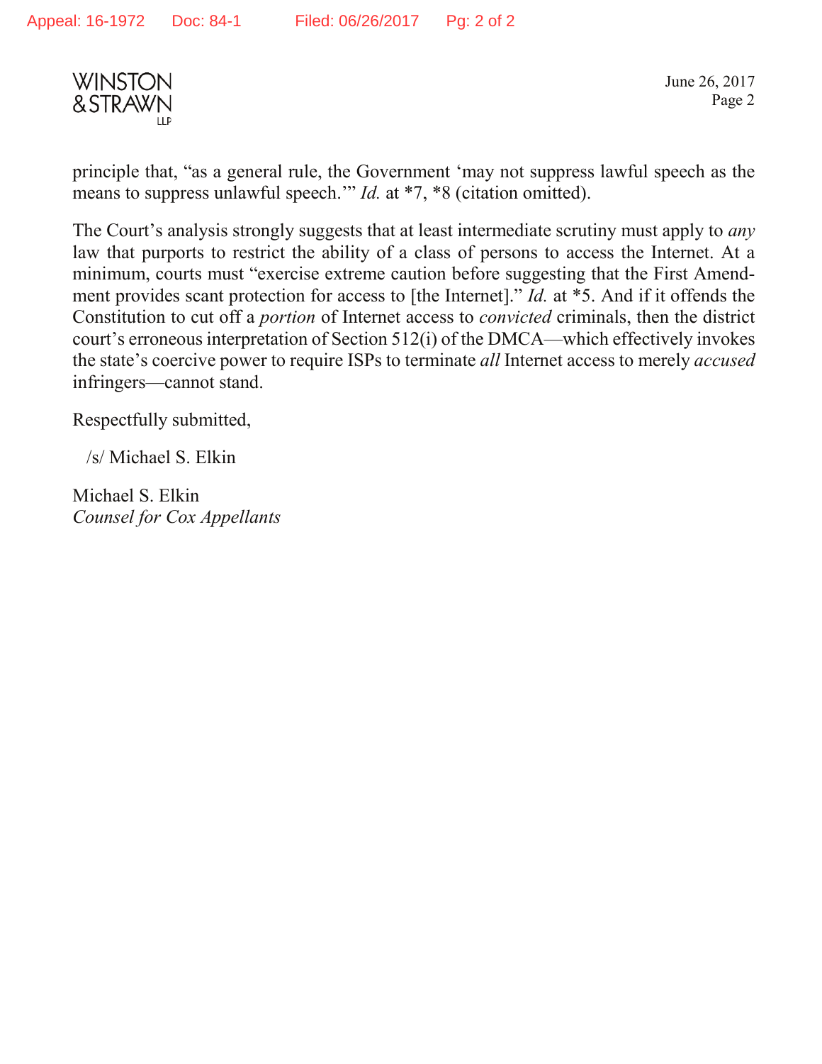principle that, "as a general rule, the Government 'may not suppress lawful speech as the means to suppress unlawful speech.'" *Id.* at *7, *8 (citation omitted).

The Court's analysis strongly suggests that at least intermediate scrutiny must apply to *any* law that purports to restrict the ability of a class of persons to access the Internet. At a minimum, courts must "exercise extreme caution before suggesting that the First Amendment provides scant protection for access to [the Internet]." *Id.* at *5. And if it offends the Constitution to cut off a *portion* of Internet access to *convicted* criminals, then the district court's erroneous interpretation of Section 512(i) of the DMCA—which effectively invokes the state's coercive power to require ISPs to terminate *all* Internet access to merely *accused* infringers—cannot stand.

Respectfully submitted,

/s/ Michael S. Elkin

Michael S. Elkin
*Counsel for Cox Appellants*